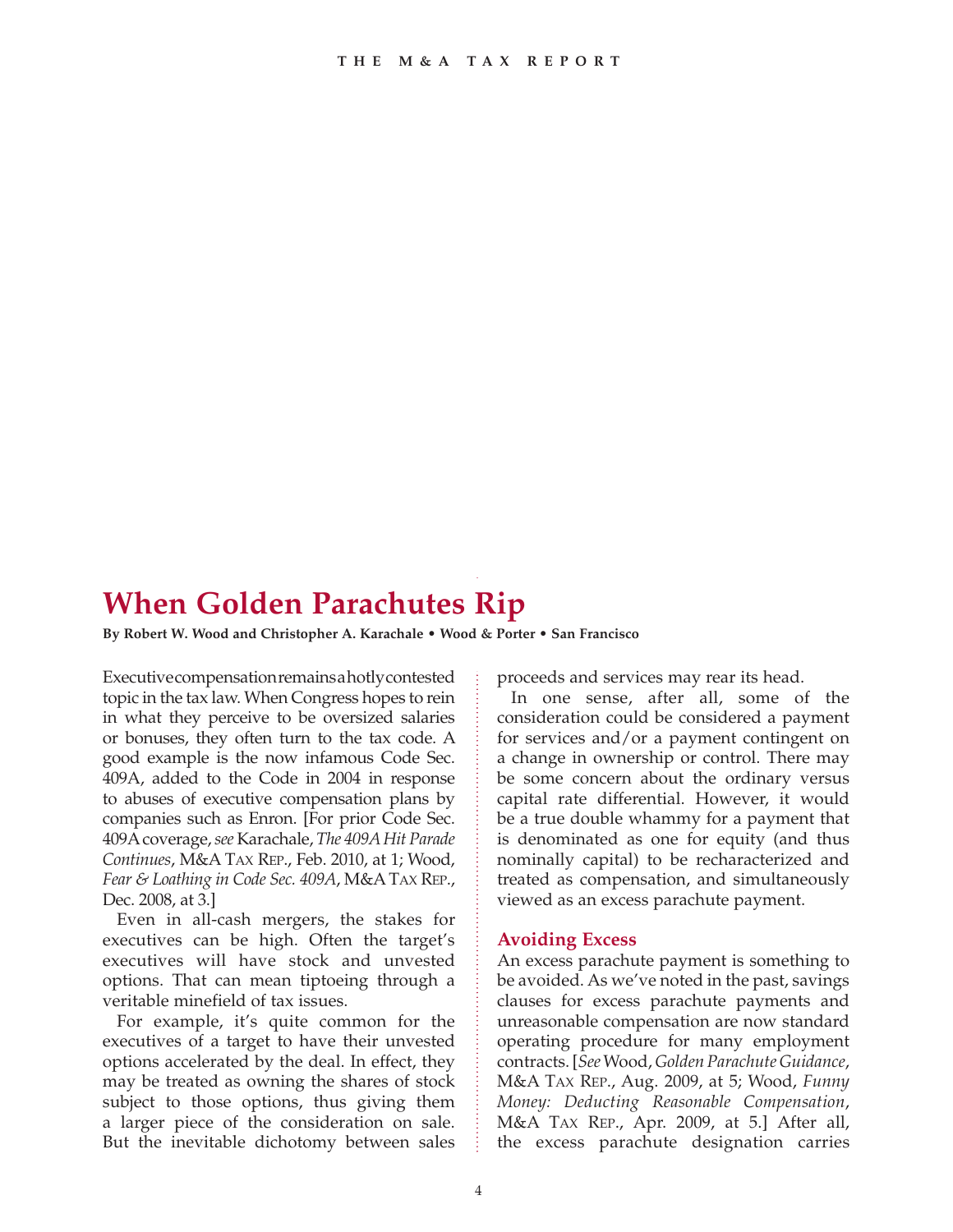# When Golden Parachutes Rip

**By Robert W. Wood and Christopher A. Karachale • Wood & Porter • San Francisco**

Executive compensation remains a hotly contested topic in the tax law. When Congress hopes to rein in what they perceive to be oversized salaries or bonuses, they often turn to the tax code. A good example is the now infamous Code Sec. 409A, added to the Code in 2004 in response to abuses of executive compensation plans by companies such as Enron. [For prior Code Sec. 409A coverage, *see* Karachale, *The 409A Hit Parade Continues*, M&A TAX REP., Feb. 2010, at 1; Wood, *Fear & Loathing in Code Sec. 409A*, M&A TAX REP., Dec. 2008, at 3.]

Even in all-cash mergers, the stakes for executives can be high. Often the target's executives will have stock and unvested options. That can mean tiptoeing through a veritable minefield of tax issues.

For example, it's quite common for the executives of a target to have their unvested options accelerated by the deal. In effect, they may be treated as owning the shares of stock subject to those options, thus giving them a larger piece of the consideration on sale. But the inevitable dichotomy between sales proceeds and services may rear its head.

In one sense, after all, some of the consideration could be considered a payment for services and/or a payment contingent on a change in ownership or control. There may be some concern about the ordinary versus capital rate differential. However, it would be a true double whammy for a payment that is denominated as one for equity (and thus nominally capital) to be recharacterized and treated as compensation, and simultaneously viewed as an excess parachute payment.

## Avoiding Excess

An excess parachute payment is something to be avoided. As we've noted in the past, savings clauses for excess parachute payments and unreasonable compensation are now standard operating procedure for many employment contracts. [*See* Wood, *Golden Parachute Guidance*, M&A TAX REP., Aug. 2009, at 5; Wood, *Funny Money: Deducting Reasonable Compensation*, M&A TAX REP., Apr. 2009, at 5.] After all, the excess parachute designation carries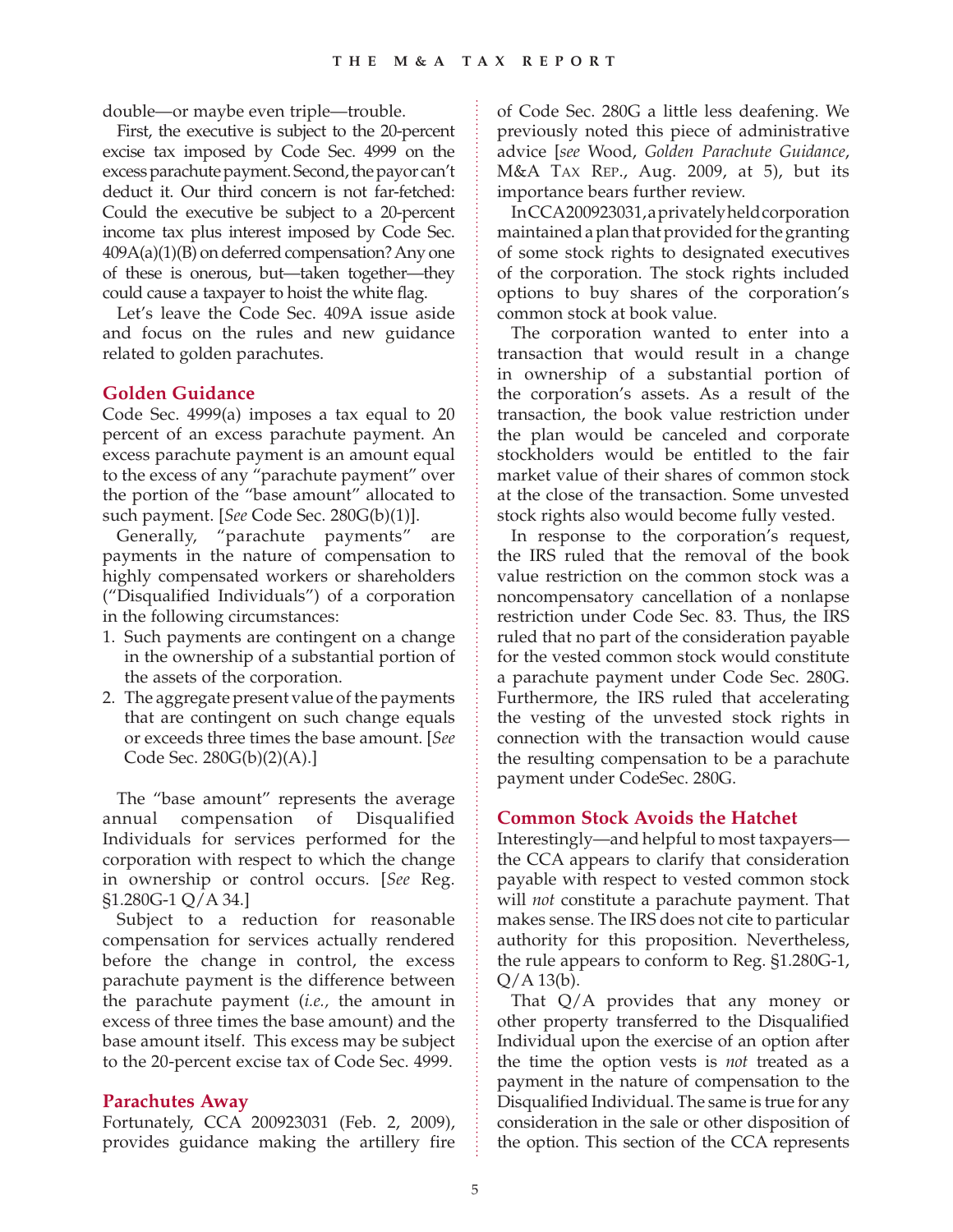double—or maybe even triple—trouble.

First, the executive is subject to the 20-percent excise tax imposed by Code Sec. 4999 on the excess parachute payment. Second, the payor can't deduct it. Our third concern is not far-fetched: Could the executive be subject to a 20-percent income tax plus interest imposed by Code Sec. 409A(a)(1)(B) on deferred compensation? Any one of these is onerous, but—taken together—they could cause a taxpayer to hoist the white flag.

Let's leave the Code Sec. 409A issue aside and focus on the rules and new guidance related to golden parachutes.

## Golden Guidance

Code Sec. 4999(a) imposes a tax equal to 20 percent of an excess parachute payment. An excess parachute payment is an amount equal to the excess of any "parachute payment" over the portion of the "base amount" allocated to such payment. [*See* Code Sec. 280G(b)(1)].

Generally, "parachute payments" are payments in the nature of compensation to highly compensated workers or shareholders ("Disqualified Individuals") of a corporation in the following circumstances:

1. Such payments are contingent on a change in the ownership of a substantial portion of the assets of the corporation.
2. The aggregate present value of the payments that are contingent on such change equals or exceeds three times the base amount. [*See* Code Sec. 280G(b)(2)(A).]

The "base amount" represents the average annual compensation of Disqualified Individuals for services performed for the corporation with respect to which the change in ownership or control occurs. [*See* Reg. §1.280G-1 Q/A 34.]

Subject to a reduction for reasonable compensation for services actually rendered before the change in control, the excess parachute payment is the difference between the parachute payment (*i.e.,* the amount in excess of three times the base amount) and the base amount itself. This excess may be subject to the 20-percent excise tax of Code Sec. 4999.

## Parachutes Away

Fortunately, CCA 200923031 (Feb. 2, 2009), provides guidance making the artillery fire of Code Sec. 280G a little less deafening. We previously noted this piece of administrative advice [*see* Wood, *Golden Parachute Guidance*, M&A Tax Rep., Aug. 2009, at 5), but its importance bears further review.

In CCA 200923031, a privately held corporation maintained a plan that provided for the granting of some stock rights to designated executives of the corporation. The stock rights included options to buy shares of the corporation's common stock at book value.

The corporation wanted to enter into a transaction that would result in a change in ownership of a substantial portion of the corporation's assets. As a result of the transaction, the book value restriction under the plan would be canceled and corporate stockholders would be entitled to the fair market value of their shares of common stock at the close of the transaction. Some unvested stock rights also would become fully vested.

In response to the corporation's request, the IRS ruled that the removal of the book value restriction on the common stock was a noncompensatory cancellation of a nonlapse restriction under Code Sec. 83. Thus, the IRS ruled that no part of the consideration payable for the vested common stock would constitute a parachute payment under Code Sec. 280G. Furthermore, the IRS ruled that accelerating the vesting of the unvested stock rights in connection with the transaction would cause the resulting compensation to be a parachute payment under CodeSec. 280G.

## Common Stock Avoids the Hatchet

Interestingly—and helpful to most taxpayers—the CCA appears to clarify that consideration payable with respect to vested common stock will *not* constitute a parachute payment. That makes sense. The IRS does not cite to particular authority for this proposition. Nevertheless, the rule appears to conform to Reg. §1.280G-1, Q/A 13(b).

That Q/A provides that any money or other property transferred to the Disqualified Individual upon the exercise of an option after the time the option vests is *not* treated as a payment in the nature of compensation to the Disqualified Individual. The same is true for any consideration in the sale or other disposition of the option. This section of the CCA represents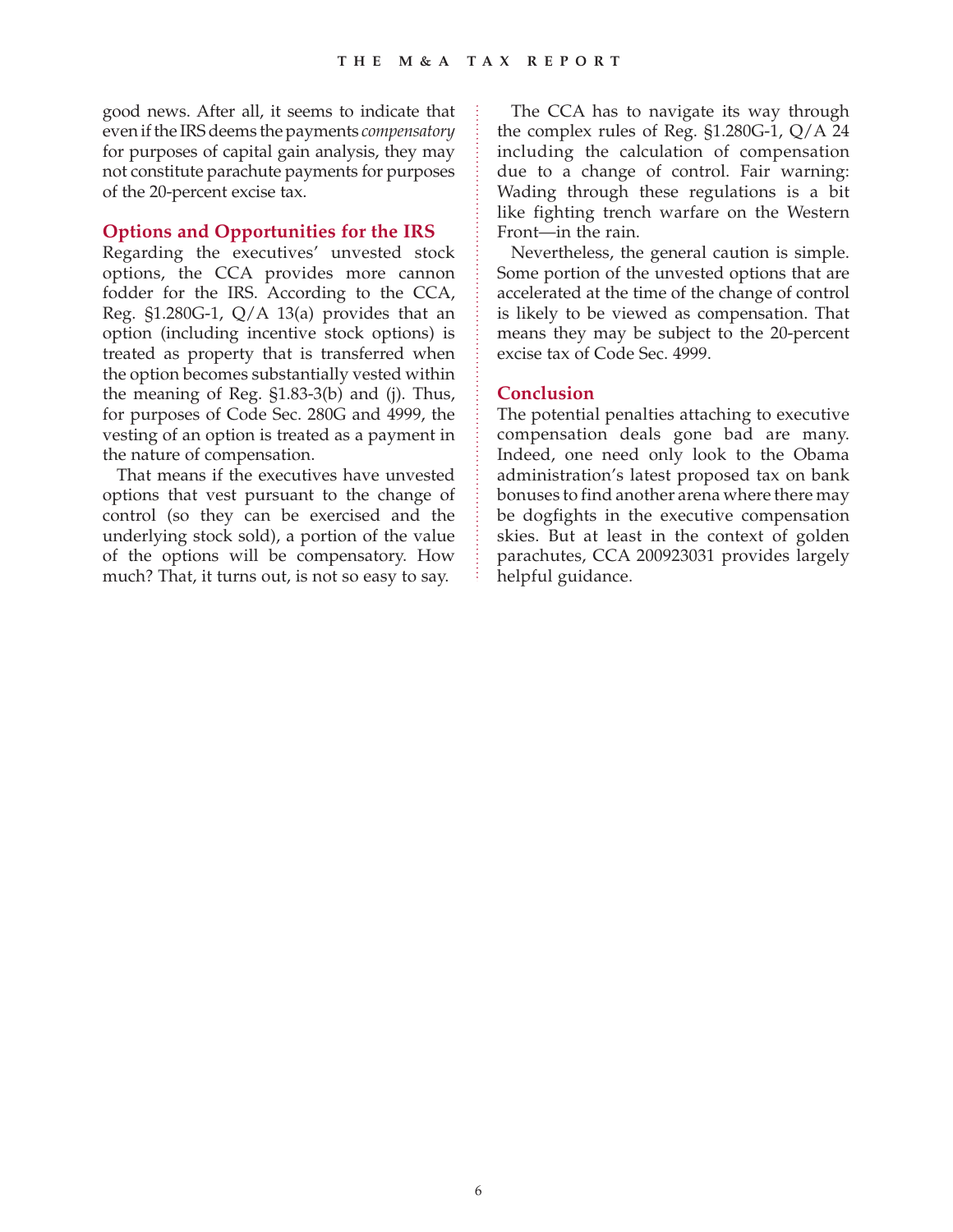good news. After all, it seems to indicate that even if the IRS deems the payments *compensatory* for purposes of capital gain analysis, they may not constitute parachute payments for purposes of the 20-percent excise tax.

## Options and Opportunities for the IRS

Regarding the executives' unvested stock options, the CCA provides more cannon fodder for the IRS. According to the CCA, Reg. §1.280G-1, Q/A 13(a) provides that an option (including incentive stock options) is treated as property that is transferred when the option becomes substantially vested within the meaning of Reg. §1.83-3(b) and (j). Thus, for purposes of Code Sec. 280G and 4999, the vesting of an option is treated as a payment in the nature of compensation.

That means if the executives have unvested options that vest pursuant to the change of control (so they can be exercised and the underlying stock sold), a portion of the value of the options will be compensatory. How much? That, it turns out, is not so easy to say.

The CCA has to navigate its way through the complex rules of Reg. §1.280G-1, Q/A 24 including the calculation of compensation due to a change of control. Fair warning: Wading through these regulations is a bit like fighting trench warfare on the Western Front—in the rain.

Nevertheless, the general caution is simple. Some portion of the unvested options that are accelerated at the time of the change of control is likely to be viewed as compensation. That means they may be subject to the 20-percent excise tax of Code Sec. 4999.

## Conclusion

The potential penalties attaching to executive compensation deals gone bad are many. Indeed, one need only look to the Obama administration's latest proposed tax on bank bonuses to find another arena where there may be dogfights in the executive compensation skies. But at least in the context of golden parachutes, CCA 200923031 provides largely helpful guidance.